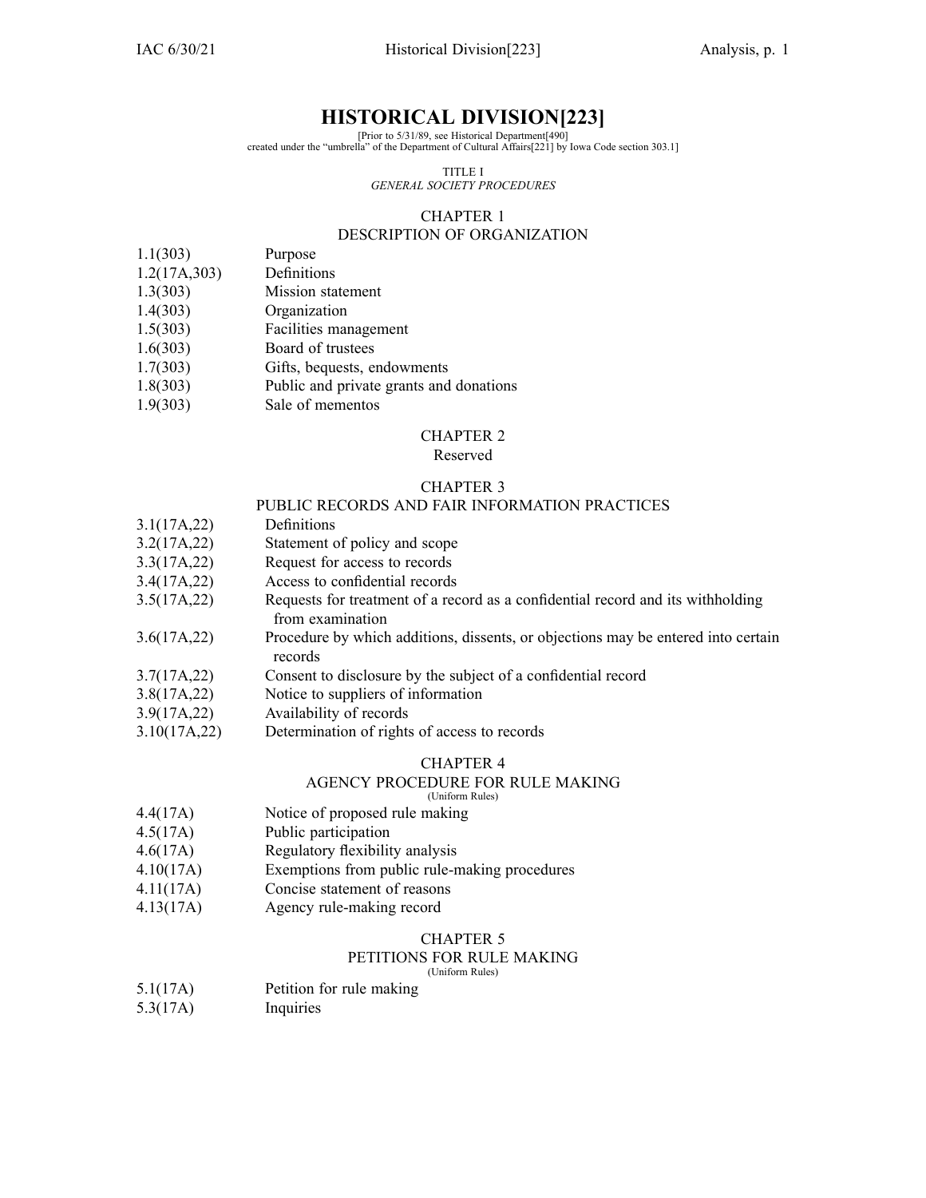# HISTORICAL DIVISION[223]

[Prior to 5/31/89, see Historical Department[490] created under the "umbrella" of the Department of Cultural Affairs[221] by Iowa Code section 303.1]

TITLE I
*GENERAL SOCIETY PROCEDURES*

## CHAPTER 1
## DESCRIPTION OF ORGANIZATION

| | |
|---|---|
| 1.1(303) | Purpose |
| 1.2(17A,303) | Definitions |
| 1.3(303) | Mission statement |
| 1.4(303) | Organization |
| 1.5(303) | Facilities management |
| 1.6(303) | Board of trustees |
| 1.7(303) | Gifts, bequests, endowments |
| 1.8(303) | Public and private grants and donations |
| 1.9(303) | Sale of mementos |

## CHAPTER 2
Reserved

## CHAPTER 3
## PUBLIC RECORDS AND FAIR INFORMATION PRACTICES

| | |
|---|---|
| 3.1(17A,22) | Definitions |
| 3.2(17A,22) | Statement of policy and scope |
| 3.3(17A,22) | Request for access to records |
| 3.4(17A,22) | Access to confidential records |
| 3.5(17A,22) | Requests for treatment of a record as a confidential record and its withholding from examination |
| 3.6(17A,22) | Procedure by which additions, dissents, or objections may be entered into certain records |
| 3.7(17A,22) | Consent to disclosure by the subject of a confidential record |
| 3.8(17A,22) | Notice to suppliers of information |
| 3.9(17A,22) | Availability of records |
| 3.10(17A,22) | Determination of rights of access to records |

## CHAPTER 4
## AGENCY PROCEDURE FOR RULE MAKING
(Uniform Rules)

| | |
|---|---|
| 4.4(17A) | Notice of proposed rule making |
| 4.5(17A) | Public participation |
| 4.6(17A) | Regulatory flexibility analysis |
| 4.10(17A) | Exemptions from public rule-making procedures |
| 4.11(17A) | Concise statement of reasons |
| 4.13(17A) | Agency rule-making record |

## CHAPTER 5
## PETITIONS FOR RULE MAKING
(Uniform Rules)

| | |
|---|---|
| 5.1(17A) | Petition for rule making |
| 5.3(17A) | Inquiries |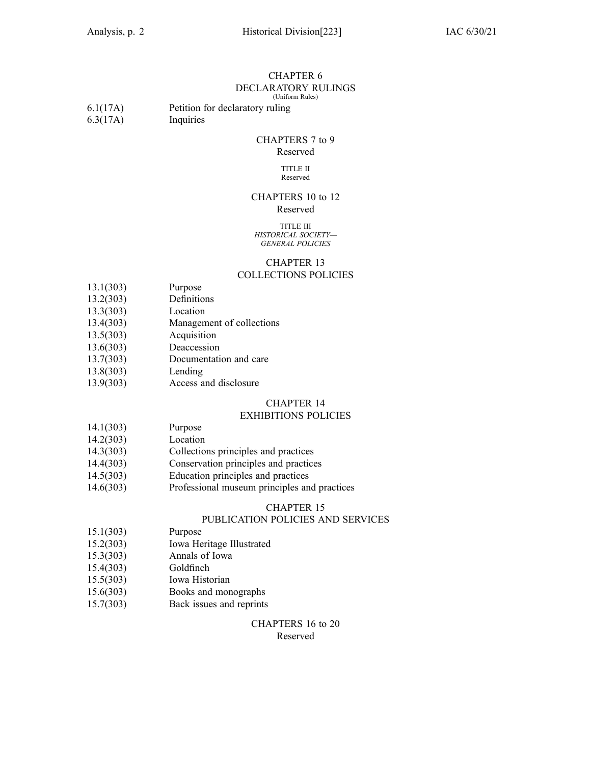## CHAPTER 6
## DECLARATORY RULINGS
(Uniform Rules)

6.1(17A) Petition for declaratory ruling
6.3(17A) Inquiries

## CHAPTERS 7 to 9
Reserved

# TITLE II
Reserved

## CHAPTERS 10 to 12
Reserved

# TITLE III
*HISTORICAL SOCIETY—*
*GENERAL POLICIES*

## CHAPTER 13
## COLLECTIONS POLICIES

13.1(303) Purpose
13.2(303) Definitions
13.3(303) Location
13.4(303) Management of collections
13.5(303) Acquisition
13.6(303) Deaccession
13.7(303) Documentation and care
13.8(303) Lending
13.9(303) Access and disclosure

## CHAPTER 14
## EXHIBITIONS POLICIES

14.1(303) Purpose
14.2(303) Location
14.3(303) Collections principles and practices
14.4(303) Conservation principles and practices
14.5(303) Education principles and practices
14.6(303) Professional museum principles and practices

## CHAPTER 15
## PUBLICATION POLICIES AND SERVICES

15.1(303) Purpose
15.2(303) Iowa Heritage Illustrated
15.3(303) Annals of Iowa
15.4(303) Goldfinch
15.5(303) Iowa Historian
15.6(303) Books and monographs
15.7(303) Back issues and reprints

## CHAPTERS 16 to 20
Reserved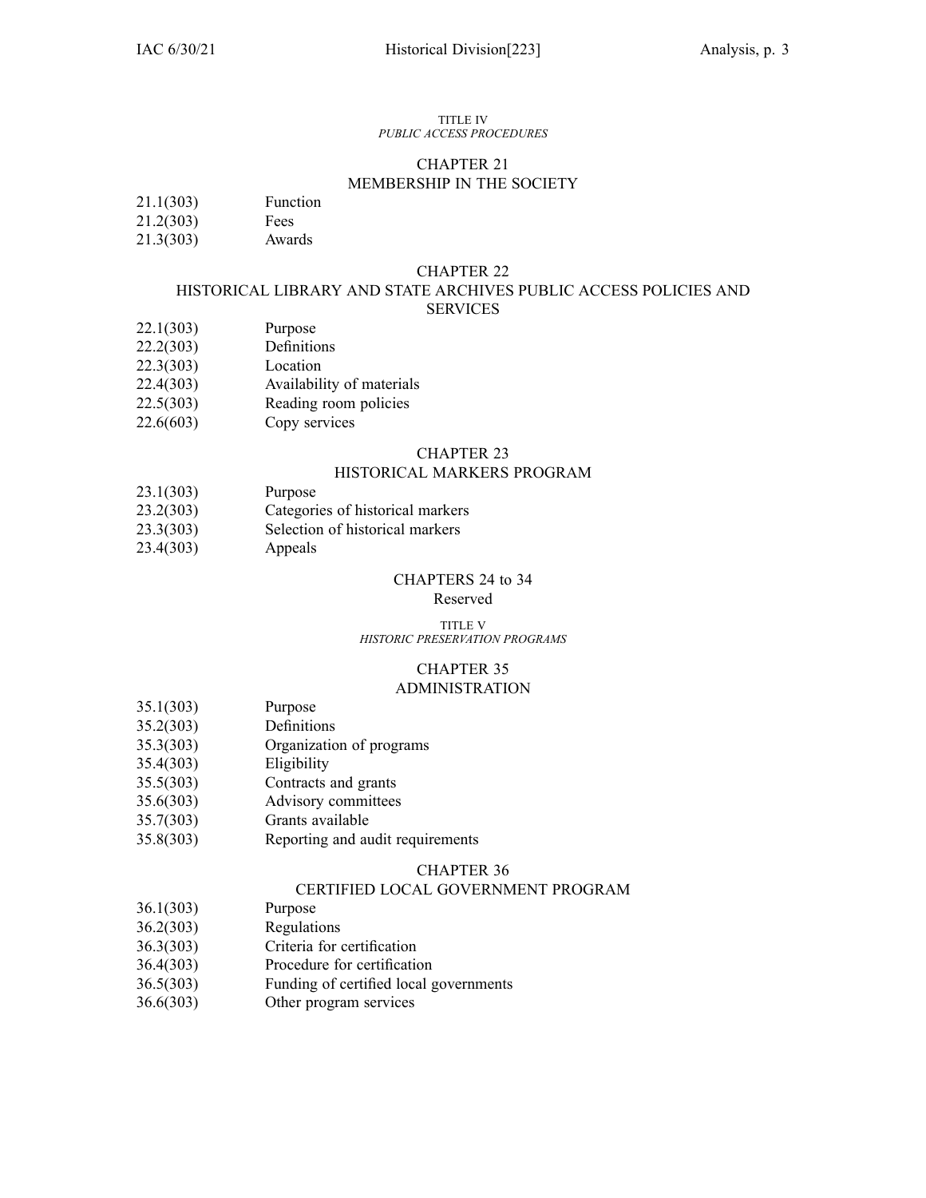TITLE IV

*PUBLIC ACCESS PROCEDURES*

## CHAPTER 21

### MEMBERSHIP IN THE SOCIETY

21.1(303) Function
21.2(303) Fees
21.3(303) Awards

## CHAPTER 22

### HISTORICAL LIBRARY AND STATE ARCHIVES PUBLIC ACCESS POLICIES AND SERVICES

22.1(303) Purpose
22.2(303) Definitions
22.3(303) Location
22.4(303) Availability of materials
22.5(303) Reading room policies
22.6(603) Copy services

## CHAPTER 23

### HISTORICAL MARKERS PROGRAM

23.1(303) Purpose
23.2(303) Categories of historical markers
23.3(303) Selection of historical markers
23.4(303) Appeals

## CHAPTERS 24 to 34

Reserved

TITLE V

*HISTORIC PRESERVATION PROGRAMS*

## CHAPTER 35

### ADMINISTRATION

35.1(303) Purpose
35.2(303) Definitions
35.3(303) Organization of programs
35.4(303) Eligibility
35.5(303) Contracts and grants
35.6(303) Advisory committees
35.7(303) Grants available
35.8(303) Reporting and audit requirements

## CHAPTER 36

### CERTIFIED LOCAL GOVERNMENT PROGRAM

36.1(303) Purpose
36.2(303) Regulations
36.3(303) Criteria for certification
36.4(303) Procedure for certification
36.5(303) Funding of certified local governments
36.6(303) Other program services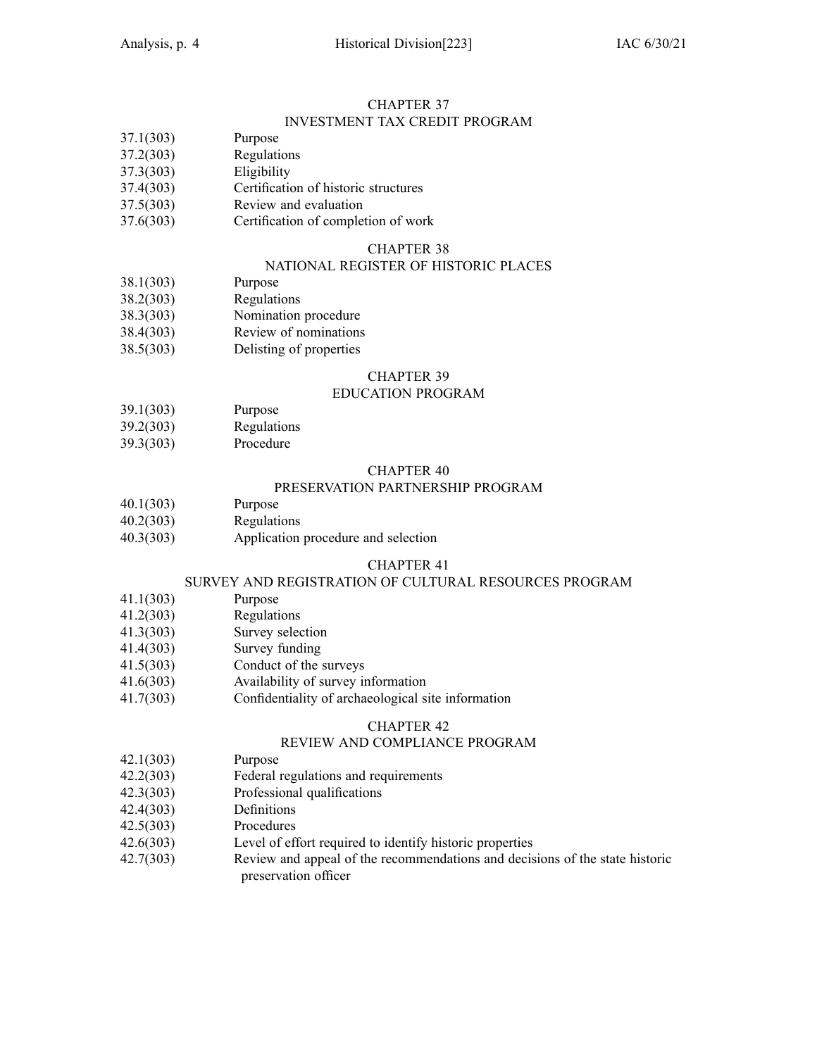## CHAPTER 37
### INVESTMENT TAX CREDIT PROGRAM

37.1(303) Purpose
37.2(303) Regulations
37.3(303) Eligibility
37.4(303) Certification of historic structures
37.5(303) Review and evaluation
37.6(303) Certification of completion of work

## CHAPTER 38
### NATIONAL REGISTER OF HISTORIC PLACES

38.1(303) Purpose
38.2(303) Regulations
38.3(303) Nomination procedure
38.4(303) Review of nominations
38.5(303) Delisting of properties

## CHAPTER 39
### EDUCATION PROGRAM

39.1(303) Purpose
39.2(303) Regulations
39.3(303) Procedure

## CHAPTER 40
### PRESERVATION PARTNERSHIP PROGRAM

40.1(303) Purpose
40.2(303) Regulations
40.3(303) Application procedure and selection

## CHAPTER 41
### SURVEY AND REGISTRATION OF CULTURAL RESOURCES PROGRAM

41.1(303) Purpose
41.2(303) Regulations
41.3(303) Survey selection
41.4(303) Survey funding
41.5(303) Conduct of the surveys
41.6(303) Availability of survey information
41.7(303) Confidentiality of archaeological site information

## CHAPTER 42
### REVIEW AND COMPLIANCE PROGRAM

42.1(303) Purpose
42.2(303) Federal regulations and requirements
42.3(303) Professional qualifications
42.4(303) Definitions
42.5(303) Procedures
42.6(303) Level of effort required to identify historic properties
42.7(303) Review and appeal of the recommendations and decisions of the state historic preservation officer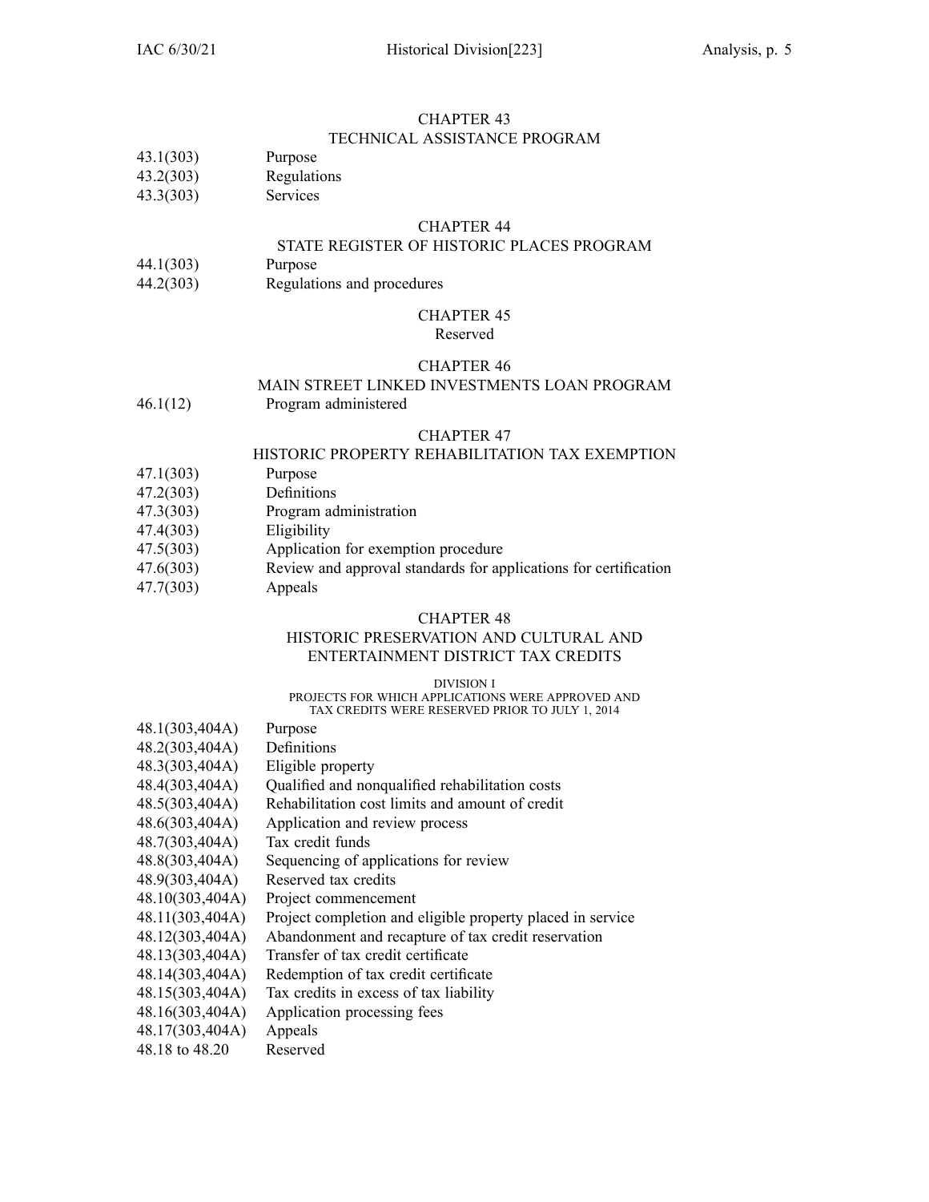CHAPTER 43
TECHNICAL ASSISTANCE PROGRAM

43.1(303) Purpose
43.2(303) Regulations
43.3(303) Services

CHAPTER 44
STATE REGISTER OF HISTORIC PLACES PROGRAM

44.1(303) Purpose
44.2(303) Regulations and procedures

CHAPTER 45
Reserved

CHAPTER 46
MAIN STREET LINKED INVESTMENTS LOAN PROGRAM

46.1(12) Program administered

CHAPTER 47
HISTORIC PROPERTY REHABILITATION TAX EXEMPTION

47.1(303) Purpose
47.2(303) Definitions
47.3(303) Program administration
47.4(303) Eligibility
47.5(303) Application for exemption procedure
47.6(303) Review and approval standards for applications for certification
47.7(303) Appeals

CHAPTER 48
HISTORIC PRESERVATION AND CULTURAL AND ENTERTAINMENT DISTRICT TAX CREDITS

DIVISION I
PROJECTS FOR WHICH APPLICATIONS WERE APPROVED AND TAX CREDITS WERE RESERVED PRIOR TO JULY 1, 2014

48.1(303,404A) Purpose
48.2(303,404A) Definitions
48.3(303,404A) Eligible property
48.4(303,404A) Qualified and nonqualified rehabilitation costs
48.5(303,404A) Rehabilitation cost limits and amount of credit
48.6(303,404A) Application and review process
48.7(303,404A) Tax credit funds
48.8(303,404A) Sequencing of applications for review
48.9(303,404A) Reserved tax credits
48.10(303,404A) Project commencement
48.11(303,404A) Project completion and eligible property placed in service
48.12(303,404A) Abandonment and recapture of tax credit reservation
48.13(303,404A) Transfer of tax credit certificate
48.14(303,404A) Redemption of tax credit certificate
48.15(303,404A) Tax credits in excess of tax liability
48.16(303,404A) Application processing fees
48.17(303,404A) Appeals
48.18 to 48.20 Reserved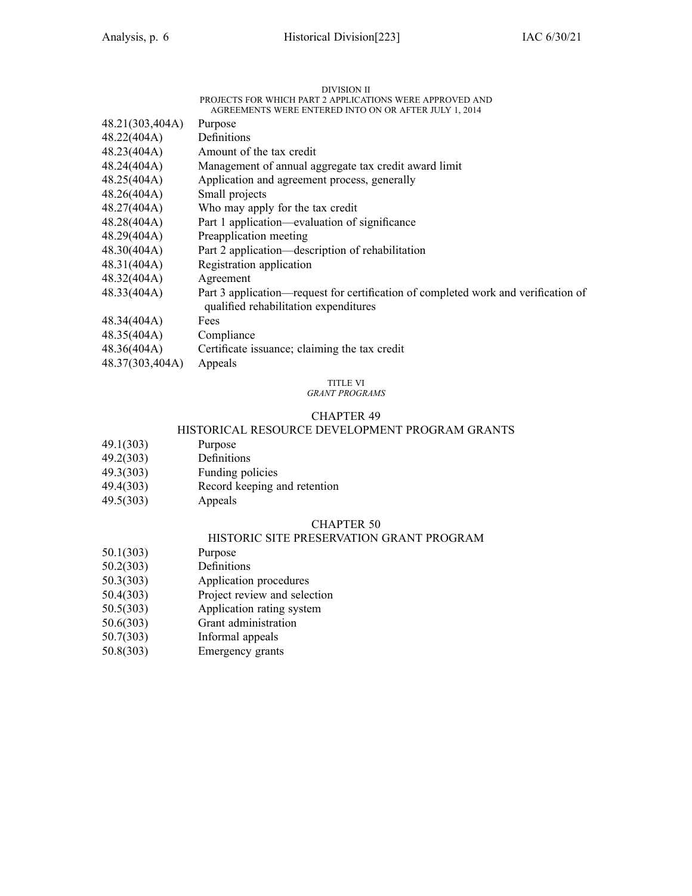DIVISION II
PROJECTS FOR WHICH PART 2 APPLICATIONS WERE APPROVED AND AGREEMENTS WERE ENTERED INTO ON OR AFTER JULY 1, 2014

| | |
|---|---|
| 48.21(303,404A) | Purpose |
| 48.22(404A) | Definitions |
| 48.23(404A) | Amount of the tax credit |
| 48.24(404A) | Management of annual aggregate tax credit award limit |
| 48.25(404A) | Application and agreement process, generally |
| 48.26(404A) | Small projects |
| 48.27(404A) | Who may apply for the tax credit |
| 48.28(404A) | Part 1 application—evaluation of significance |
| 48.29(404A) | Preapplication meeting |
| 48.30(404A) | Part 2 application—description of rehabilitation |
| 48.31(404A) | Registration application |
| 48.32(404A) | Agreement |
| 48.33(404A) | Part 3 application—request for certification of completed work and verification of qualified rehabilitation expenditures |
| 48.34(404A) | Fees |
| 48.35(404A) | Compliance |
| 48.36(404A) | Certificate issuance; claiming the tax credit |
| 48.37(303,404A) | Appeals |

TITLE VI
*GRANT PROGRAMS*

## CHAPTER 49
## HISTORICAL RESOURCE DEVELOPMENT PROGRAM GRANTS

| | |
|---|---|
| 49.1(303) | Purpose |
| 49.2(303) | Definitions |
| 49.3(303) | Funding policies |
| 49.4(303) | Record keeping and retention |
| 49.5(303) | Appeals |

## CHAPTER 50
## HISTORIC SITE PRESERVATION GRANT PROGRAM

| | |
|---|---|
| 50.1(303) | Purpose |
| 50.2(303) | Definitions |
| 50.3(303) | Application procedures |
| 50.4(303) | Project review and selection |
| 50.5(303) | Application rating system |
| 50.6(303) | Grant administration |
| 50.7(303) | Informal appeals |
| 50.8(303) | Emergency grants |